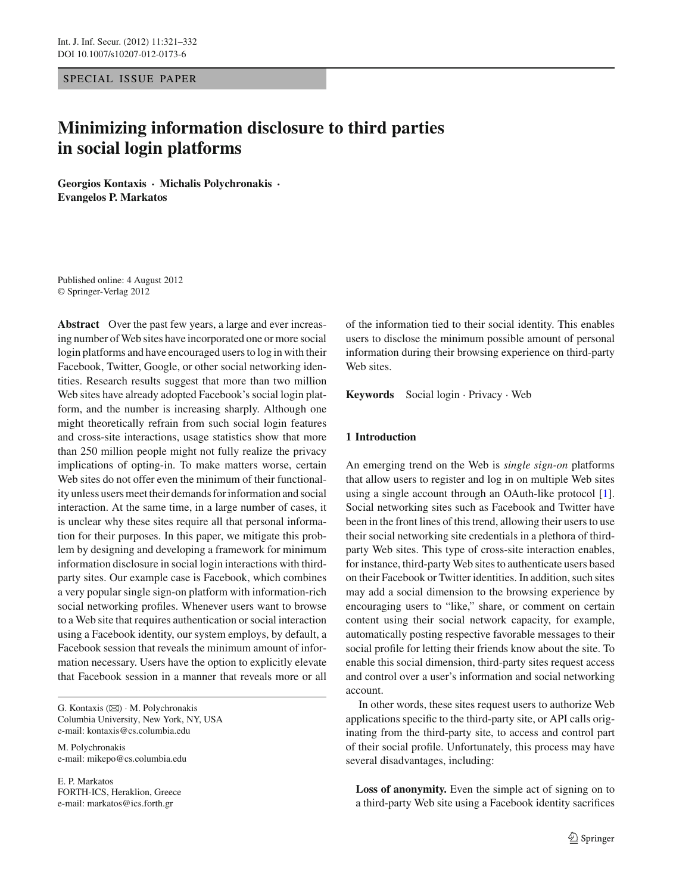SPECIAL ISSUE PAPER

# Minimizing information disclosure to third parties in social login platforms

**Georgios Kontaxis · Michalis Polychronakis · Evangelos P. Markatos**

Published online: 4 August 2012
© Springer-Verlag 2012

**Abstract** Over the past few years, a large and ever increasing number of Web sites have incorporated one or more social login platforms and have encouraged users to log in with their Facebook, Twitter, Google, or other social networking identities. Research results suggest that more than two million Web sites have already adopted Facebook's social login platform, and the number is increasing sharply. Although one might theoretically refrain from such social login features and cross-site interactions, usage statistics show that more than 250 million people might not fully realize the privacy implications of opting-in. To make matters worse, certain Web sites do not offer even the minimum of their functionality unless users meet their demands for information and social interaction. At the same time, in a large number of cases, it is unclear why these sites require all that personal information for their purposes. In this paper, we mitigate this problem by designing and developing a framework for minimum information disclosure in social login interactions with third-party sites. Our example case is Facebook, which combines a very popular single sign-on platform with information-rich social networking profiles. Whenever users want to browse to a Web site that requires authentication or social interaction using a Facebook identity, our system employs, by default, a Facebook session that reveals the minimum amount of information necessary. Users have the option to explicitly elevate that Facebook session in a manner that reveals more or all of the information tied to their social identity. This enables users to disclose the minimum possible amount of personal information during their browsing experience on third-party Web sites.

**Keywords** Social login · Privacy · Web

G. Kontaxis (✉) · M. Polychronakis
Columbia University, New York, NY, USA
e-mail: kontaxis@cs.columbia.edu

M. Polychronakis
e-mail: mikepo@cs.columbia.edu

E. P. Markatos
FORTH-ICS, Heraklion, Greece
e-mail: markatos@ics.forth.gr

## 1 Introduction

An emerging trend on the Web is *single sign-on* platforms that allow users to register and log in on multiple Web sites using a single account through an OAuth-like protocol [1]. Social networking sites such as Facebook and Twitter have been in the front lines of this trend, allowing their users to use their social networking site credentials in a plethora of third-party Web sites. This type of cross-site interaction enables, for instance, third-party Web sites to authenticate users based on their Facebook or Twitter identities. In addition, such sites may add a social dimension to the browsing experience by encouraging users to "like," share, or comment on certain content using their social network capacity, for example, automatically posting respective favorable messages to their social profile for letting their friends know about the site. To enable this social dimension, third-party sites request access and control over a user's information and social networking account.

In other words, these sites request users to authorize Web applications specific to the third-party site, or API calls originating from the third-party site, to access and control part of their social profile. Unfortunately, this process may have several disadvantages, including:

**Loss of anonymity.** Even the simple act of signing on to a third-party Web site using a Facebook identity sacrifices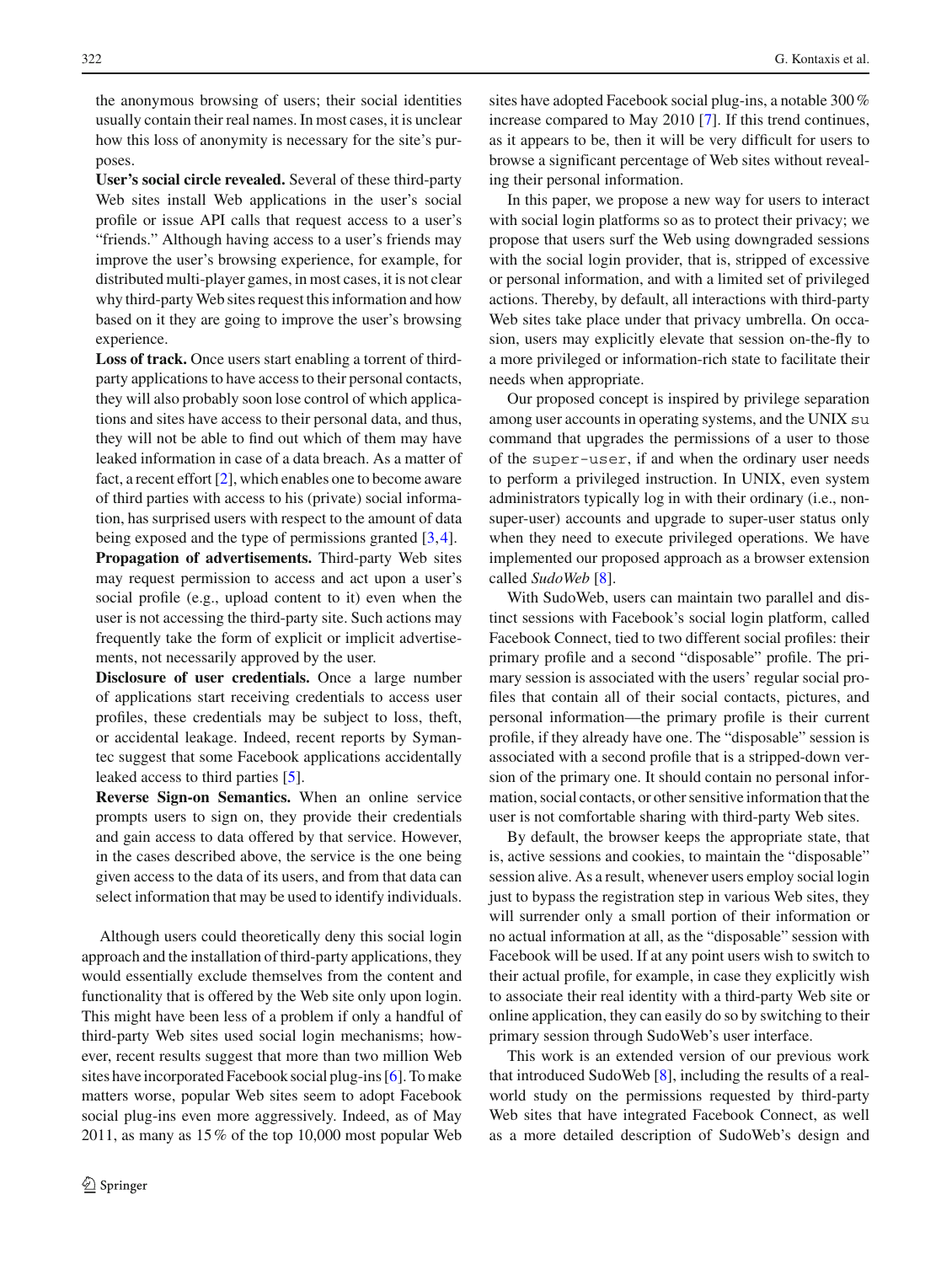the anonymous browsing of users; their social identities usually contain their real names. In most cases, it is unclear how this loss of anonymity is necessary for the site's purposes.

**User's social circle revealed.** Several of these third-party Web sites install Web applications in the user's social profile or issue API calls that request access to a user's "friends." Although having access to a user's friends may improve the user's browsing experience, for example, for distributed multi-player games, in most cases, it is not clear why third-party Web sites request this information and how based on it they are going to improve the user's browsing experience.

**Loss of track.** Once users start enabling a torrent of third-party applications to have access to their personal contacts, they will also probably soon lose control of which applications and sites have access to their personal data, and thus, they will not be able to find out which of them may have leaked information in case of a data breach. As a matter of fact, a recent effort [2], which enables one to become aware of third parties with access to his (private) social information, has surprised users with respect to the amount of data being exposed and the type of permissions granted [3,4].

**Propagation of advertisements.** Third-party Web sites may request permission to access and act upon a user's social profile (e.g., upload content to it) even when the user is not accessing the third-party site. Such actions may frequently take the form of explicit or implicit advertisements, not necessarily approved by the user.

**Disclosure of user credentials.** Once a large number of applications start receiving credentials to access user profiles, these credentials may be subject to loss, theft, or accidental leakage. Indeed, recent reports by Symantec suggest that some Facebook applications accidentally leaked access to third parties [5].

**Reverse Sign-on Semantics.** When an online service prompts users to sign on, they provide their credentials and gain access to data offered by that service. However, in the cases described above, the service is the one being given access to the data of its users, and from that data can select information that may be used to identify individuals.

Although users could theoretically deny this social login approach and the installation of third-party applications, they would essentially exclude themselves from the content and functionality that is offered by the Web site only upon login. This might have been less of a problem if only a handful of third-party Web sites used social login mechanisms; however, recent results suggest that more than two million Web sites have incorporated Facebook social plug-ins [6]. To make matters worse, popular Web sites seem to adopt Facebook social plug-ins even more aggressively. Indeed, as of May 2011, as many as 15 % of the top 10,000 most popular Web sites have adopted Facebook social plug-ins, a notable 300 % increase compared to May 2010 [7]. If this trend continues, as it appears to be, then it will be very difficult for users to browse a significant percentage of Web sites without revealing their personal information.

In this paper, we propose a new way for users to interact with social login platforms so as to protect their privacy; we propose that users surf the Web using downgraded sessions with the social login provider, that is, stripped of excessive or personal information, and with a limited set of privileged actions. Thereby, by default, all interactions with third-party Web sites take place under that privacy umbrella. On occasion, users may explicitly elevate that session on-the-fly to a more privileged or information-rich state to facilitate their needs when appropriate.

Our proposed concept is inspired by privilege separation among user accounts in operating systems, and the UNIX `su` command that upgrades the permissions of a user to those of the `super-user`, if and when the ordinary user needs to perform a privileged instruction. In UNIX, even system administrators typically log in with their ordinary (i.e., non-super-user) accounts and upgrade to super-user status only when they need to execute privileged operations. We have implemented our proposed approach as a browser extension called *SudoWeb* [8].

With SudoWeb, users can maintain two parallel and distinct sessions with Facebook's social login platform, called Facebook Connect, tied to two different social profiles: their primary profile and a second "disposable" profile. The primary session is associated with the users' regular social profiles that contain all of their social contacts, pictures, and personal information—the primary profile is their current profile, if they already have one. The "disposable" session is associated with a second profile that is a stripped-down version of the primary one. It should contain no personal information, social contacts, or other sensitive information that the user is not comfortable sharing with third-party Web sites.

By default, the browser keeps the appropriate state, that is, active sessions and cookies, to maintain the "disposable" session alive. As a result, whenever users employ social login just to bypass the registration step in various Web sites, they will surrender only a small portion of their information or no actual information at all, as the "disposable" session with Facebook will be used. If at any point users wish to switch to their actual profile, for example, in case they explicitly wish to associate their real identity with a third-party Web site or online application, they can easily do so by switching to their primary session through SudoWeb's user interface.

This work is an extended version of our previous work that introduced SudoWeb [8], including the results of a real-world study on the permissions requested by third-party Web sites that have integrated Facebook Connect, as well as a more detailed description of SudoWeb's design and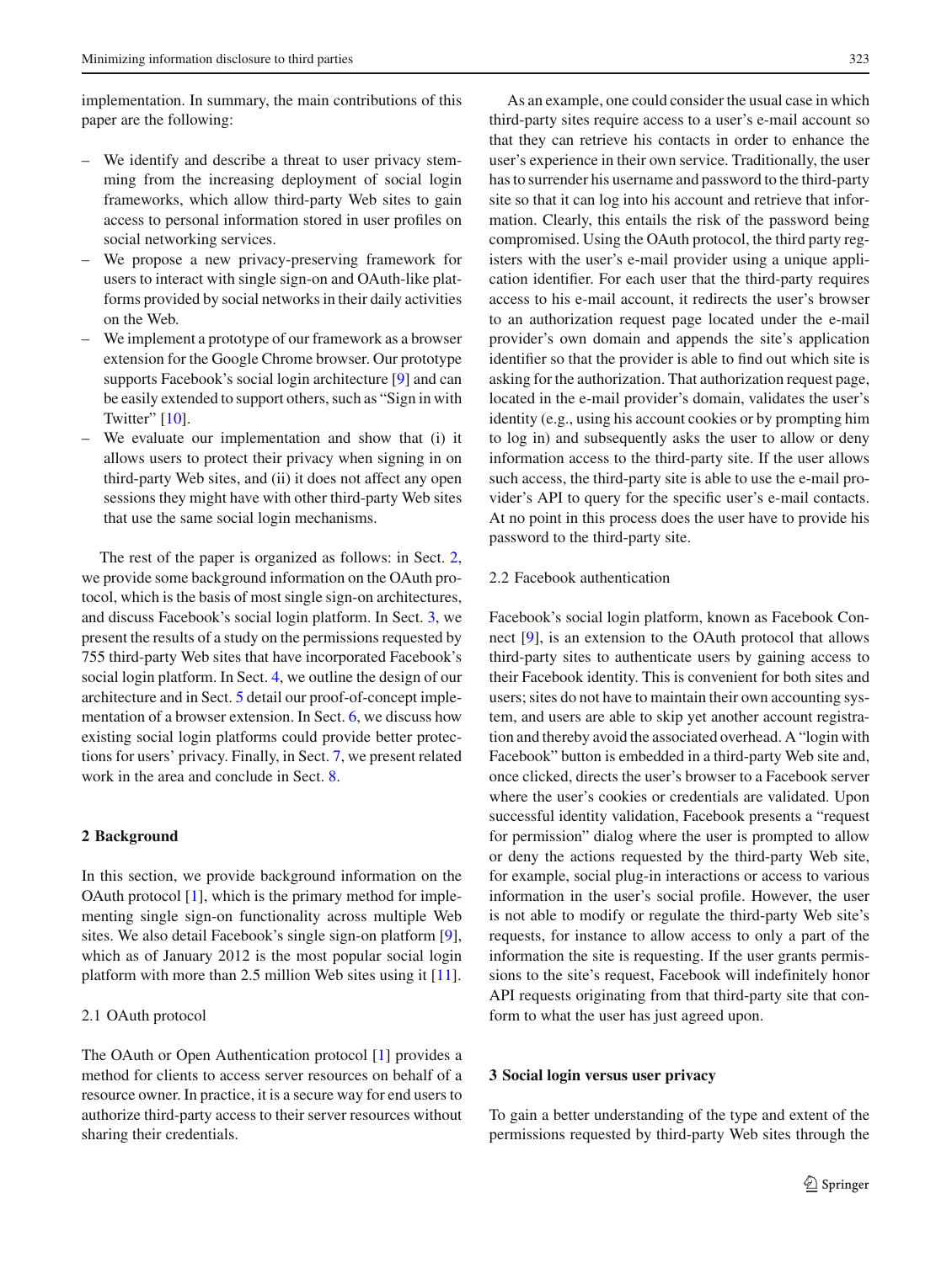implementation. In summary, the main contributions of this paper are the following:

- We identify and describe a threat to user privacy stemming from the increasing deployment of social login frameworks, which allow third-party Web sites to gain access to personal information stored in user profiles on social networking services.
- We propose a new privacy-preserving framework for users to interact with single sign-on and OAuth-like platforms provided by social networks in their daily activities on the Web.
- We implement a prototype of our framework as a browser extension for the Google Chrome browser. Our prototype supports Facebook's social login architecture [9] and can be easily extended to support others, such as "Sign in with Twitter" [10].
- We evaluate our implementation and show that (i) it allows users to protect their privacy when signing in on third-party Web sites, and (ii) it does not affect any open sessions they might have with other third-party Web sites that use the same social login mechanisms.

The rest of the paper is organized as follows: in Sect. 2, we provide some background information on the OAuth protocol, which is the basis of most single sign-on architectures, and discuss Facebook's social login platform. In Sect. 3, we present the results of a study on the permissions requested by 755 third-party Web sites that have incorporated Facebook's social login platform. In Sect. 4, we outline the design of our architecture and in Sect. 5 detail our proof-of-concept implementation of a browser extension. In Sect. 6, we discuss how existing social login platforms could provide better protections for users' privacy. Finally, in Sect. 7, we present related work in the area and conclude in Sect. 8.

## 2 Background

In this section, we provide background information on the OAuth protocol [1], which is the primary method for implementing single sign-on functionality across multiple Web sites. We also detail Facebook's single sign-on platform [9], which as of January 2012 is the most popular social login platform with more than 2.5 million Web sites using it [11].

### 2.1 OAuth protocol

The OAuth or Open Authentication protocol [1] provides a method for clients to access server resources on behalf of a resource owner. In practice, it is a secure way for end users to authorize third-party access to their server resources without sharing their credentials.

As an example, one could consider the usual case in which third-party sites require access to a user's e-mail account so that they can retrieve his contacts in order to enhance the user's experience in their own service. Traditionally, the user has to surrender his username and password to the third-party site so that it can log into his account and retrieve that information. Clearly, this entails the risk of the password being compromised. Using the OAuth protocol, the third party registers with the user's e-mail provider using a unique application identifier. For each user that the third-party requires access to his e-mail account, it redirects the user's browser to an authorization request page located under the e-mail provider's own domain and appends the site's application identifier so that the provider is able to find out which site is asking for the authorization. That authorization request page, located in the e-mail provider's domain, validates the user's identity (e.g., using his account cookies or by prompting him to log in) and subsequently asks the user to allow or deny information access to the third-party site. If the user allows such access, the third-party site is able to use the e-mail provider's API to query for the specific user's e-mail contacts. At no point in this process does the user have to provide his password to the third-party site.

### 2.2 Facebook authentication

Facebook's social login platform, known as Facebook Connect [9], is an extension to the OAuth protocol that allows third-party sites to authenticate users by gaining access to their Facebook identity. This is convenient for both sites and users; sites do not have to maintain their own accounting system, and users are able to skip yet another account registration and thereby avoid the associated overhead. A "login with Facebook" button is embedded in a third-party Web site and, once clicked, directs the user's browser to a Facebook server where the user's cookies or credentials are validated. Upon successful identity validation, Facebook presents a "request for permission" dialog where the user is prompted to allow or deny the actions requested by the third-party Web site, for example, social plug-in interactions or access to various information in the user's social profile. However, the user is not able to modify or regulate the third-party Web site's requests, for instance to allow access to only a part of the information the site is requesting. If the user grants permissions to the site's request, Facebook will indefinitely honor API requests originating from that third-party site that conform to what the user has just agreed upon.

## 3 Social login versus user privacy

To gain a better understanding of the type and extent of the permissions requested by third-party Web sites through the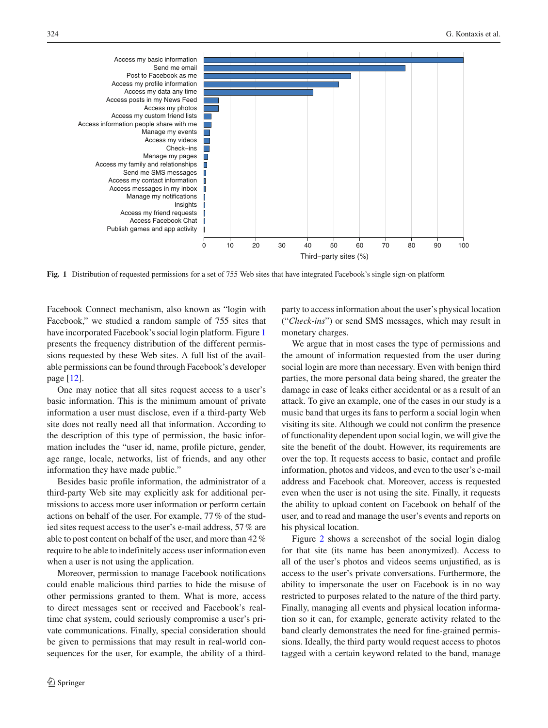Access my basic information
Send me email
Post to Facebook as me
Access my profile information
Access my data any time
Access posts in my News Feed
Access my photos
Access my custom friend lists
Access information people share with me
Manage my events
Access my videos
Check–ins
Manage my pages
Access my family and relationships
Send me SMS messages
Access my contact information
Access messages in my inbox
Manage my notifications
Insights
Access my friend requests
Access Facebook Chat
Publish games and app activity

0 10 20 30 40 50 60 70 80 90 100

Third–party sites (%)

**Fig. 1** Distribution of requested permissions for a set of 755 Web sites that have integrated Facebook's single sign-on platform

Facebook Connect mechanism, also known as "login with Facebook," we studied a random sample of 755 sites that have incorporated Facebook's social login platform. Figure 1 presents the frequency distribution of the different permissions requested by these Web sites. A full list of the available permissions can be found through Facebook's developer page [12].

One may notice that all sites request access to a user's basic information. This is the minimum amount of private information a user must disclose, even if a third-party Web site does not really need all that information. According to the description of this type of permission, the basic information includes the "user id, name, profile picture, gender, age range, locale, networks, list of friends, and any other information they have made public."

Besides basic profile information, the administrator of a third-party Web site may explicitly ask for additional permissions to access more user information or perform certain actions on behalf of the user. For example, 77 % of the studied sites request access to the user's e-mail address, 57 % are able to post content on behalf of the user, and more than 42 % require to be able to indefinitely access user information even when a user is not using the application.

Moreover, permission to manage Facebook notifications could enable malicious third parties to hide the misuse of other permissions granted to them. What is more, access to direct messages sent or received and Facebook's real-time chat system, could seriously compromise a user's private communications. Finally, special consideration should be given to permissions that may result in real-world consequences for the user, for example, the ability of a third-party to access information about the user's physical location ("*Check-ins*") or send SMS messages, which may result in monetary charges.

We argue that in most cases the type of permissions and the amount of information requested from the user during social login are more than necessary. Even with benign third parties, the more personal data being shared, the greater the damage in case of leaks either accidental or as a result of an attack. To give an example, one of the cases in our study is a music band that urges its fans to perform a social login when visiting its site. Although we could not confirm the presence of functionality dependent upon social login, we will give the site the benefit of the doubt. However, its requirements are over the top. It requests access to basic, contact and profile information, photos and videos, and even to the user's e-mail address and Facebook chat. Moreover, access is requested even when the user is not using the site. Finally, it requests the ability to upload content on Facebook on behalf of the user, and to read and manage the user's events and reports on his physical location.

Figure 2 shows a screenshot of the social login dialog for that site (its name has been anonymized). Access to all of the user's photos and videos seems unjustified, as is access to the user's private conversations. Furthermore, the ability to impersonate the user on Facebook is in no way restricted to purposes related to the nature of the third party. Finally, managing all events and physical location information so it can, for example, generate activity related to the band clearly demonstrates the need for fine-grained permissions. Ideally, the third party would request access to photos tagged with a certain keyword related to the band, manage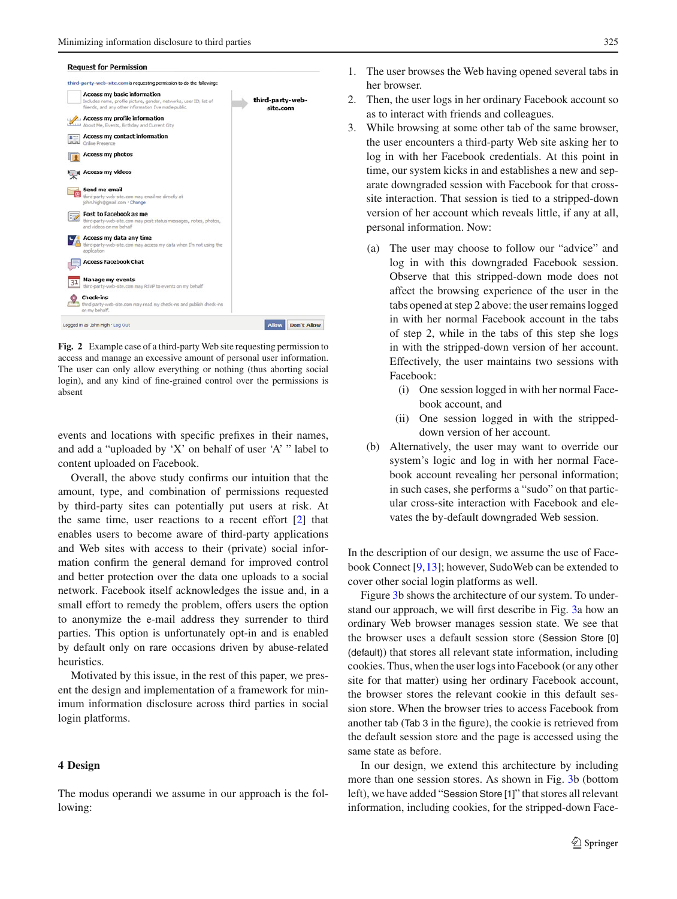Request for Permission

third-party-web-site.com is requesting permission to do the following:

Access my basic information
Includes name, profile picture, gender, networks, user ID, list of friends, and any other information I've made public

Access my profile information
About Me, Events, Birthday and Current City

Access my contact information
Online Presence

Access my photos

Access my videos

Send me email
third-party-web-site.com may email me directly at john.high@gmail.com · Change

Post to Facebook as me
third-party-web-site.com may post status messages, notes, photos, and videos on my behalf

Access my data any time
third-party-web-site.com may access my data when I'm not using the application

Access Facebook Chat

Manage my events
third-party-web-site.com may RSVP to events on my behalf

Check-ins
third-party-web-site.com may read my check-ins and publish check-ins on my behalf.

third-party-web-site.com

Logged in as John High · Log Out

Allow Don't Allow

**Fig. 2** Example case of a third-party Web site requesting permission to access and manage an excessive amount of personal user information. The user can only allow everything or nothing (thus aborting social login), and any kind of fine-grained control over the permissions is absent

events and locations with specific prefixes in their names, and add a "uploaded by 'X' on behalf of user 'A' " label to content uploaded on Facebook.

Overall, the above study confirms our intuition that the amount, type, and combination of permissions requested by third-party sites can potentially put users at risk. At the same time, user reactions to a recent effort [2] that enables users to become aware of third-party applications and Web sites with access to their (private) social information confirm the general demand for improved control and better protection over the data one uploads to a social network. Facebook itself acknowledges the issue and, in a small effort to remedy the problem, offers users the option to anonymize the e-mail address they surrender to third parties. This option is unfortunately opt-in and is enabled by default only on rare occasions driven by abuse-related heuristics.

Motivated by this issue, in the rest of this paper, we present the design and implementation of a framework for minimum information disclosure across third parties in social login platforms.

## 4 Design

The modus operandi we assume in our approach is the following:

1. The user browses the Web having opened several tabs in her browser.
2. Then, the user logs in her ordinary Facebook account so as to interact with friends and colleagues.
3. While browsing at some other tab of the same browser, the user encounters a third-party Web site asking her to log in with her Facebook credentials. At this point in time, our system kicks in and establishes a new and separate downgraded session with Facebook for that cross-site interaction. That session is tied to a stripped-down version of her account which reveals little, if any at all, personal information. Now:
   (a) The user may choose to follow our "advice" and log in with this downgraded Facebook session. Observe that this stripped-down mode does not affect the browsing experience of the user in the tabs opened at step 2 above: the user remains logged in with her normal Facebook account in the tabs of step 2, while in the tabs of this step she logs in with the stripped-down version of her account. Effectively, the user maintains two sessions with Facebook:
      (i) One session logged in with her normal Facebook account, and
      (ii) One session logged in with the stripped-down version of her account.
   (b) Alternatively, the user may want to override our system's logic and log in with her normal Facebook account revealing her personal information; in such cases, she performs a "sudo" on that particular cross-site interaction with Facebook and elevates the by-default downgraded Web session.

In the description of our design, we assume the use of Facebook Connect [9,13]; however, SudoWeb can be extended to cover other social login platforms as well.

Figure 3b shows the architecture of our system. To understand our approach, we will first describe in Fig. 3a how an ordinary Web browser manages session state. We see that the browser uses a default session store (Session Store [0] (default)) that stores all relevant state information, including cookies. Thus, when the user logs into Facebook (or any other site for that matter) using her ordinary Facebook account, the browser stores the relevant cookie in this default session store. When the browser tries to access Facebook from another tab (Tab 3 in the figure), the cookie is retrieved from the default session store and the page is accessed using the same state as before.

In our design, we extend this architecture by including more than one session stores. As shown in Fig. 3b (bottom left), we have added "Session Store [1]" that stores all relevant information, including cookies, for the stripped-down Face-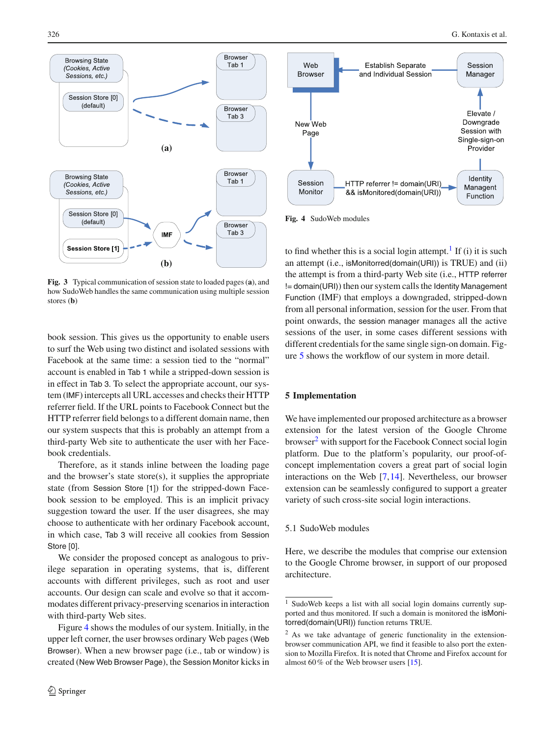Fig. 3 Typical communication of session state to loaded pages (**a**), and how SudoWeb handles the same communication using multiple session stores (**b**)

book session. This gives us the opportunity to enable users to surf the Web using two distinct and isolated sessions with Facebook at the same time: a session tied to the "normal" account is enabled in Tab 1 while a stripped-down session is in effect in Tab 3. To select the appropriate account, our system (IMF) intercepts all URL accesses and checks their HTTP referrer field. If the URL points to Facebook Connect but the HTTP referrer field belongs to a different domain name, then our system suspects that this is probably an attempt from a third-party Web site to authenticate the user with her Facebook credentials.

Therefore, as it stands inline between the loading page and the browser's state store(s), it supplies the appropriate state (from Session Store [1]) for the stripped-down Facebook session to be employed. This is an implicit privacy suggestion toward the user. If the user disagrees, she may choose to authenticate with her ordinary Facebook account, in which case, Tab 3 will receive all cookies from Session Store [0].

We consider the proposed concept as analogous to privilege separation in operating systems, that is, different accounts with different privileges, such as root and user accounts. Our design can scale and evolve so that it accommodates different privacy-preserving scenarios in interaction with third-party Web sites.

Figure 4 shows the modules of our system. Initially, in the upper left corner, the user browses ordinary Web pages (Web Browser). When a new browser page (i.e., tab or window) is created (New Web Browser Page), the Session Monitor kicks in

Fig. 4 SudoWeb modules

to find whether this is a social login attempt.[1] If (i) it is such an attempt (i.e., isMonitorred(domain(URI)) is TRUE) and (ii) the attempt is from a third-party Web site (i.e., HTTP referrer != domain(URI)) then our system calls the Identity Management Function (IMF) that employs a downgraded, stripped-down from all personal information, session for the user. From that point onwards, the session manager manages all the active sessions of the user, in some cases different sessions with different credentials for the same single sign-on domain. Figure 5 shows the workflow of our system in more detail.

## 5 Implementation

We have implemented our proposed architecture as a browser extension for the latest version of the Google Chrome browser[2] with support for the Facebook Connect social login platform. Due to the platform's popularity, our proof-of-concept implementation covers a great part of social login interactions on the Web [7,14]. Nevertheless, our browser extension can be seamlessly configured to support a greater variety of such cross-site social login interactions.

### 5.1 SudoWeb modules

Here, we describe the modules that comprise our extension to the Google Chrome browser, in support of our proposed architecture.

[1] SudoWeb keeps a list with all social login domains currently supported and thus monitored. If such a domain is monitored the isMonitorred(domain(URI)) function returns TRUE.

[2] As we take advantage of generic functionality in the extension-browser communication API, we find it feasible to also port the extension to Mozilla Firefox. It is noted that Chrome and Firefox account for almost 60 % of the Web browser users [15].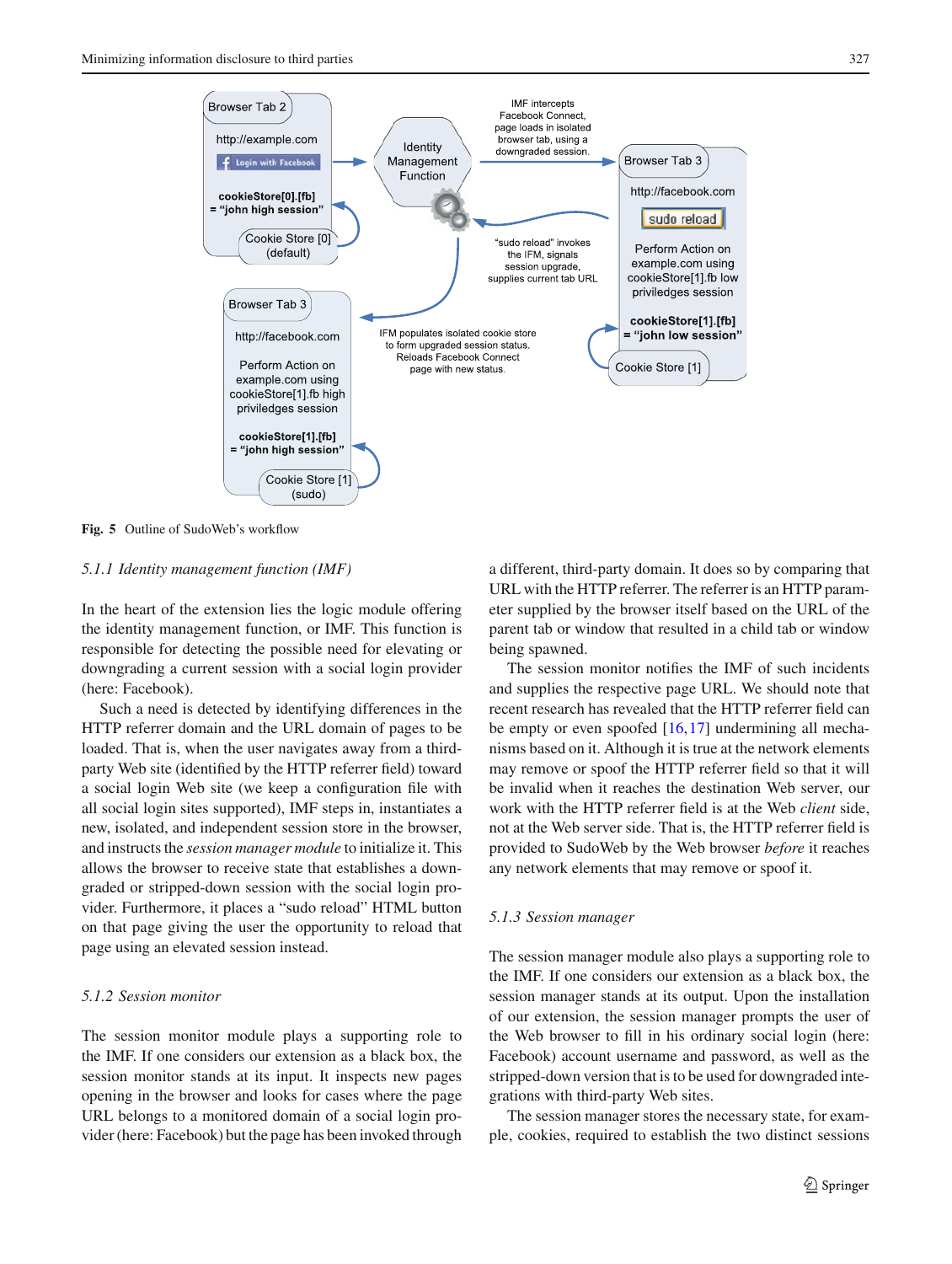**Fig. 5** Outline of SudoWeb's workflow

### *5.1.1 Identity management function (IMF)*

In the heart of the extension lies the logic module offering the identity management function, or IMF. This function is responsible for detecting the possible need for elevating or downgrading a current session with a social login provider (here: Facebook).

Such a need is detected by identifying differences in the HTTP referrer domain and the URL domain of pages to be loaded. That is, when the user navigates away from a third-party Web site (identified by the HTTP referrer field) toward a social login Web site (we keep a configuration file with all social login sites supported), IMF steps in, instantiates a new, isolated, and independent session store in the browser, and instructs the *session manager module* to initialize it. This allows the browser to receive state that establishes a downgraded or stripped-down session with the social login provider. Furthermore, it places a "sudo reload" HTML button on that page giving the user the opportunity to reload that page using an elevated session instead.

### *5.1.2 Session monitor*

The session monitor module plays a supporting role to the IMF. If one considers our extension as a black box, the session monitor stands at its input. It inspects new pages opening in the browser and looks for cases where the page URL belongs to a monitored domain of a social login provider (here: Facebook) but the page has been invoked through a different, third-party domain. It does so by comparing that URL with the HTTP referrer. The referrer is an HTTP parameter supplied by the browser itself based on the URL of the parent tab or window that resulted in a child tab or window being spawned.

The session monitor notifies the IMF of such incidents and supplies the respective page URL. We should note that recent research has revealed that the HTTP referrer field can be empty or even spoofed [16,17] undermining all mechanisms based on it. Although it is true at the network elements may remove or spoof the HTTP referrer field so that it will be invalid when it reaches the destination Web server, our work with the HTTP referrer field is at the Web *client* side, not at the Web server side. That is, the HTTP referrer field is provided to SudoWeb by the Web browser *before* it reaches any network elements that may remove or spoof it.

### *5.1.3 Session manager*

The session manager module also plays a supporting role to the IMF. If one considers our extension as a black box, the session manager stands at its output. Upon the installation of our extension, the session manager prompts the user of the Web browser to fill in his ordinary social login (here: Facebook) account username and password, as well as the stripped-down version that is to be used for downgraded integrations with third-party Web sites.

The session manager stores the necessary state, for example, cookies, required to establish the two distinct sessions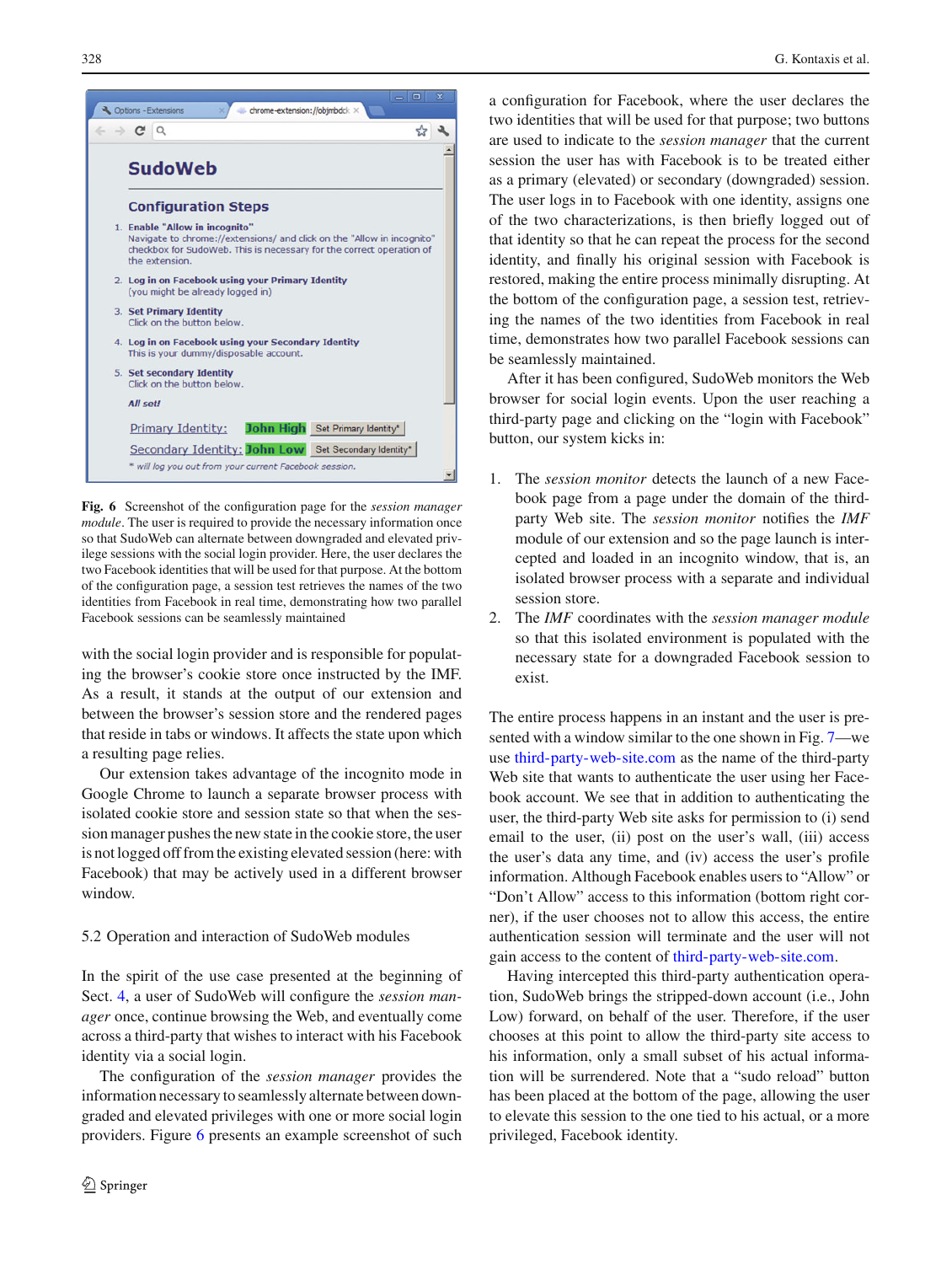Fig. 6 Screenshot of the configuration page for the *session manager module*. The user is required to provide the necessary information once so that SudoWeb can alternate between downgraded and elevated privilege sessions with the social login provider. Here, the user declares the two Facebook identities that will be used for that purpose. At the bottom of the configuration page, a session test retrieves the names of the two identities from Facebook in real time, demonstrating how two parallel Facebook sessions can be seamlessly maintained

with the social login provider and is responsible for populating the browser's cookie store once instructed by the IMF. As a result, it stands at the output of our extension and between the browser's session store and the rendered pages that reside in tabs or windows. It affects the state upon which a resulting page relies.

Our extension takes advantage of the incognito mode in Google Chrome to launch a separate browser process with isolated cookie store and session state so that when the session manager pushes the new state in the cookie store, the user is not logged off from the existing elevated session (here: with Facebook) that may be actively used in a different browser window.

### 5.2 Operation and interaction of SudoWeb modules

In the spirit of the use case presented at the beginning of Sect. 4, a user of SudoWeb will configure the *session manager* once, continue browsing the Web, and eventually come across a third-party that wishes to interact with his Facebook identity via a social login.

The configuration of the *session manager* provides the information necessary to seamlessly alternate between downgraded and elevated privileges with one or more social login providers. Figure 6 presents an example screenshot of such a configuration for Facebook, where the user declares the two identities that will be used for that purpose; two buttons are used to indicate to the *session manager* that the current session the user has with Facebook is to be treated either as a primary (elevated) or secondary (downgraded) session. The user logs in to Facebook with one identity, assigns one of the two characterizations, is then briefly logged out of that identity so that he can repeat the process for the second identity, and finally his original session with Facebook is restored, making the entire process minimally disrupting. At the bottom of the configuration page, a session test, retrieving the names of the two identities from Facebook in real time, demonstrates how two parallel Facebook sessions can be seamlessly maintained.

After it has been configured, SudoWeb monitors the Web browser for social login events. Upon the user reaching a third-party page and clicking on the "login with Facebook" button, our system kicks in:

1. The *session monitor* detects the launch of a new Facebook page from a page under the domain of the third-party Web site. The *session monitor* notifies the *IMF* module of our extension and so the page launch is intercepted and loaded in an incognito window, that is, an isolated browser process with a separate and individual session store.
2. The *IMF* coordinates with the *session manager module* so that this isolated environment is populated with the necessary state for a downgraded Facebook session to exist.

The entire process happens in an instant and the user is presented with a window similar to the one shown in Fig. 7—we use third-party-web-site.com as the name of the third-party Web site that wants to authenticate the user using her Facebook account. We see that in addition to authenticating the user, the third-party Web site asks for permission to (i) send email to the user, (ii) post on the user's wall, (iii) access the user's data any time, and (iv) access the user's profile information. Although Facebook enables users to "Allow" or "Don't Allow" access to this information (bottom right corner), if the user chooses not to allow this access, the entire authentication session will terminate and the user will not gain access to the content of third-party-web-site.com.

Having intercepted this third-party authentication operation, SudoWeb brings the stripped-down account (i.e., John Low) forward, on behalf of the user. Therefore, if the user chooses at this point to allow the third-party site access to his information, only a small subset of his actual information will be surrendered. Note that a "sudo reload" button has been placed at the bottom of the page, allowing the user to elevate this session to the one tied to his actual, or a more privileged, Facebook identity.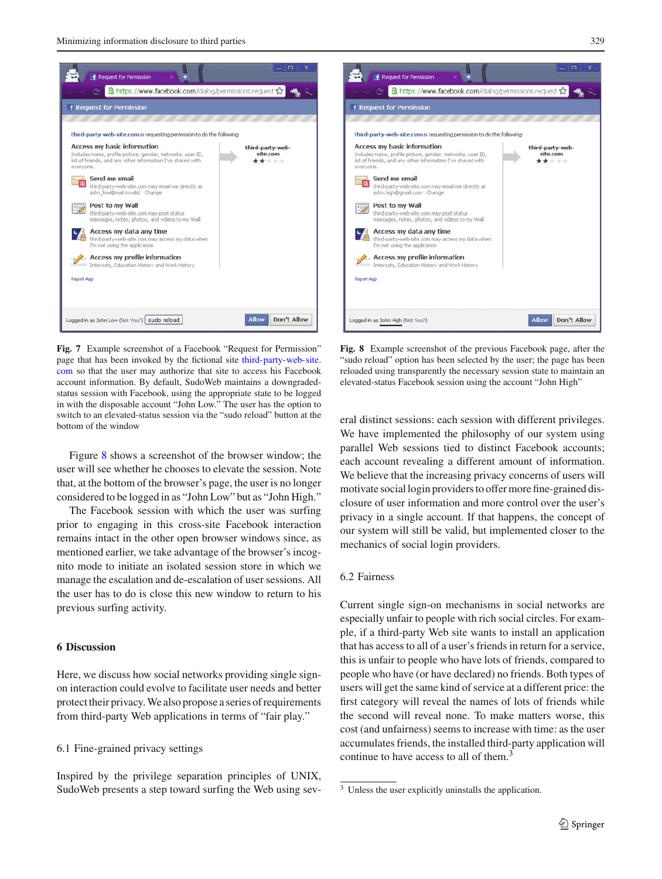Fig. 7 Example screenshot of a Facebook "Request for Permission" page that has been invoked by the fictional site third-party-web-site.com so that the user may authorize that site to access his Facebook account information. By default, SudoWeb maintains a downgraded-status session with Facebook, using the appropriate state to be logged in with the disposable account "John Low." The user has the option to switch to an elevated-status session via the "sudo reload" button at the bottom of the window

Fig. 8 Example screenshot of the previous Facebook page, after the "sudo reload" option has been selected by the user; the page has been reloaded using transparently the necessary session state to maintain an elevated-status Facebook session using the account "John High"

Figure 8 shows a screenshot of the browser window; the user will see whether he chooses to elevate the session. Note that, at the bottom of the browser's page, the user is no longer considered to be logged in as "John Low" but as "John High."

The Facebook session with which the user was surfing prior to engaging in this cross-site Facebook interaction remains intact in the other open browser windows since, as mentioned earlier, we take advantage of the browser's incognito mode to initiate an isolated session store in which we manage the escalation and de-escalation of user sessions. All the user has to do is close this new window to return to his previous surfing activity.

## 6 Discussion

Here, we discuss how social networks providing single sign-on interaction could evolve to facilitate user needs and better protect their privacy. We also propose a series of requirements from third-party Web applications in terms of "fair play."

### 6.1 Fine-grained privacy settings

Inspired by the privilege separation principles of UNIX, SudoWeb presents a step toward surfing the Web using several distinct sessions: each session with different privileges. We have implemented the philosophy of our system using parallel Web sessions tied to distinct Facebook accounts; each account revealing a different amount of information. We believe that the increasing privacy concerns of users will motivate social login providers to offer more fine-grained disclosure of user information and more control over the user's privacy in a single account. If that happens, the concept of our system will still be valid, but implemented closer to the mechanics of social login providers.

### 6.2 Fairness

Current single sign-on mechanisms in social networks are especially unfair to people with rich social circles. For example, if a third-party Web site wants to install an application that has access to all of a user's friends in return for a service, this is unfair to people who have lots of friends, compared to people who have (or have declared) no friends. Both types of users will get the same kind of service at a different price: the first category will reveal the names of lots of friends while the second will reveal none. To make matters worse, this cost (and unfairness) seems to increase with time: as the user accumulates friends, the installed third-party application will continue to have access to all of them.[3]

[3] Unless the user explicitly uninstalls the application.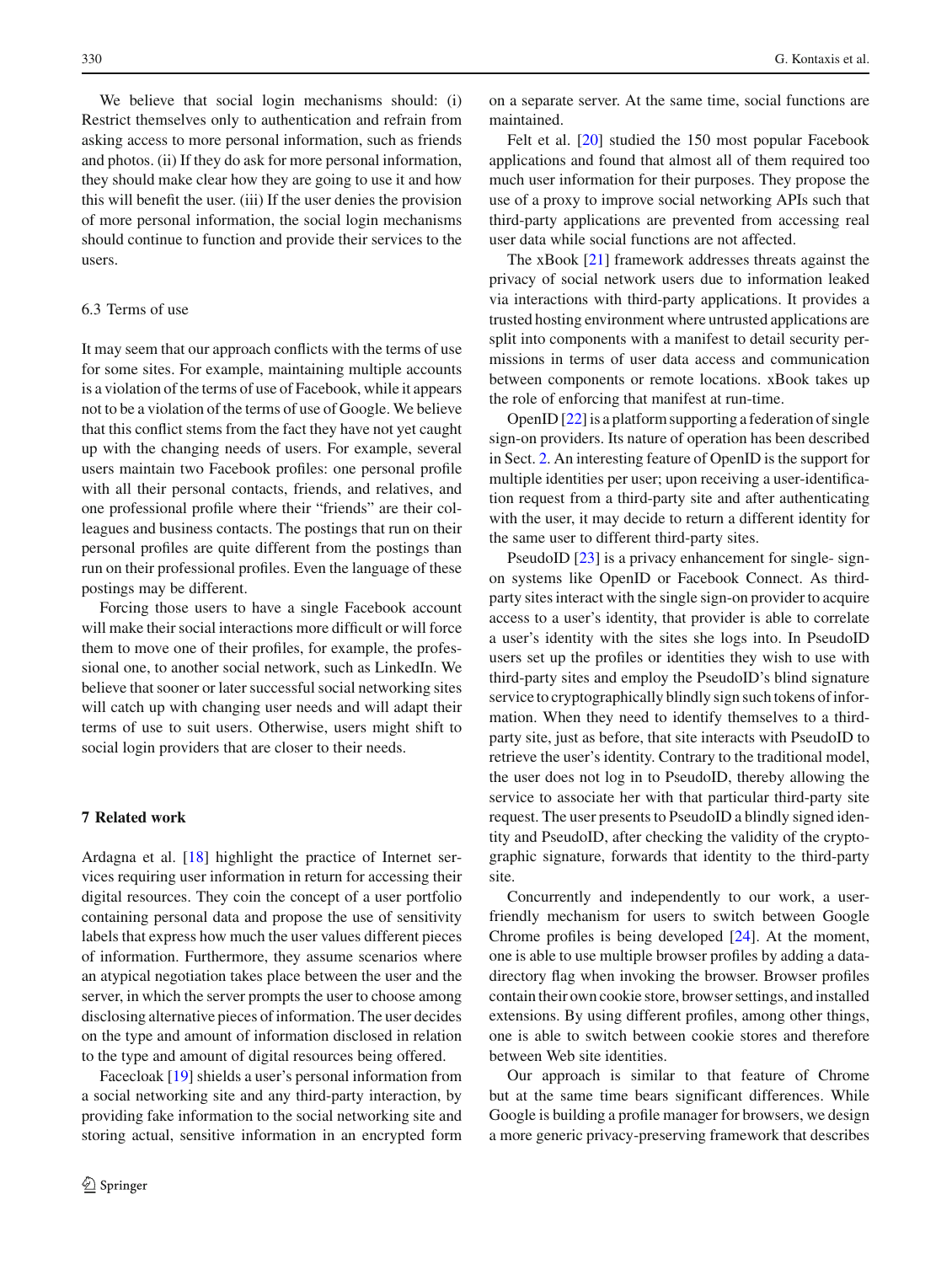We believe that social login mechanisms should: (i) Restrict themselves only to authentication and refrain from asking access to more personal information, such as friends and photos. (ii) If they do ask for more personal information, they should make clear how they are going to use it and how this will benefit the user. (iii) If the user denies the provision of more personal information, the social login mechanisms should continue to function and provide their services to the users.

### 6.3 Terms of use

It may seem that our approach conflicts with the terms of use for some sites. For example, maintaining multiple accounts is a violation of the terms of use of Facebook, while it appears not to be a violation of the terms of use of Google. We believe that this conflict stems from the fact they have not yet caught up with the changing needs of users. For example, several users maintain two Facebook profiles: one personal profile with all their personal contacts, friends, and relatives, and one professional profile where their "friends" are their colleagues and business contacts. The postings that run on their personal profiles are quite different from the postings than run on their professional profiles. Even the language of these postings may be different.

Forcing those users to have a single Facebook account will make their social interactions more difficult or will force them to move one of their profiles, for example, the professional one, to another social network, such as LinkedIn. We believe that sooner or later successful social networking sites will catch up with changing user needs and will adapt their terms of use to suit users. Otherwise, users might shift to social login providers that are closer to their needs.

## 7 Related work

Ardagna et al. [18] highlight the practice of Internet services requiring user information in return for accessing their digital resources. They coin the concept of a user portfolio containing personal data and propose the use of sensitivity labels that express how much the user values different pieces of information. Furthermore, they assume scenarios where an atypical negotiation takes place between the user and the server, in which the server prompts the user to choose among disclosing alternative pieces of information. The user decides on the type and amount of information disclosed in relation to the type and amount of digital resources being offered.

Facecloak [19] shields a user's personal information from a social networking site and any third-party interaction, by providing fake information to the social networking site and storing actual, sensitive information in an encrypted form on a separate server. At the same time, social functions are maintained.

Felt et al. [20] studied the 150 most popular Facebook applications and found that almost all of them required too much user information for their purposes. They propose the use of a proxy to improve social networking APIs such that third-party applications are prevented from accessing real user data while social functions are not affected.

The xBook [21] framework addresses threats against the privacy of social network users due to information leaked via interactions with third-party applications. It provides a trusted hosting environment where untrusted applications are split into components with a manifest to detail security permissions in terms of user data access and communication between components or remote locations. xBook takes up the role of enforcing that manifest at run-time.

OpenID [22] is a platform supporting a federation of single sign-on providers. Its nature of operation has been described in Sect. 2. An interesting feature of OpenID is the support for multiple identities per user; upon receiving a user-identification request from a third-party site and after authenticating with the user, it may decide to return a different identity for the same user to different third-party sites.

PseudoID [23] is a privacy enhancement for single- sign-on systems like OpenID or Facebook Connect. As third-party sites interact with the single sign-on provider to acquire access to a user's identity, that provider is able to correlate a user's identity with the sites she logs into. In PseudoID users set up the profiles or identities they wish to use with third-party sites and employ the PseudoID's blind signature service to cryptographically blindly sign such tokens of information. When they need to identify themselves to a third-party site, just as before, that site interacts with PseudoID to retrieve the user's identity. Contrary to the traditional model, the user does not log in to PseudoID, thereby allowing the service to associate her with that particular third-party site request. The user presents to PseudoID a blindly signed identity and PseudoID, after checking the validity of the cryptographic signature, forwards that identity to the third-party site.

Concurrently and independently to our work, a user-friendly mechanism for users to switch between Google Chrome profiles is being developed [24]. At the moment, one is able to use multiple browser profiles by adding a data-directory flag when invoking the browser. Browser profiles contain their own cookie store, browser settings, and installed extensions. By using different profiles, among other things, one is able to switch between cookie stores and therefore between Web site identities.

Our approach is similar to that feature of Chrome but at the same time bears significant differences. While Google is building a profile manager for browsers, we design a more generic privacy-preserving framework that describes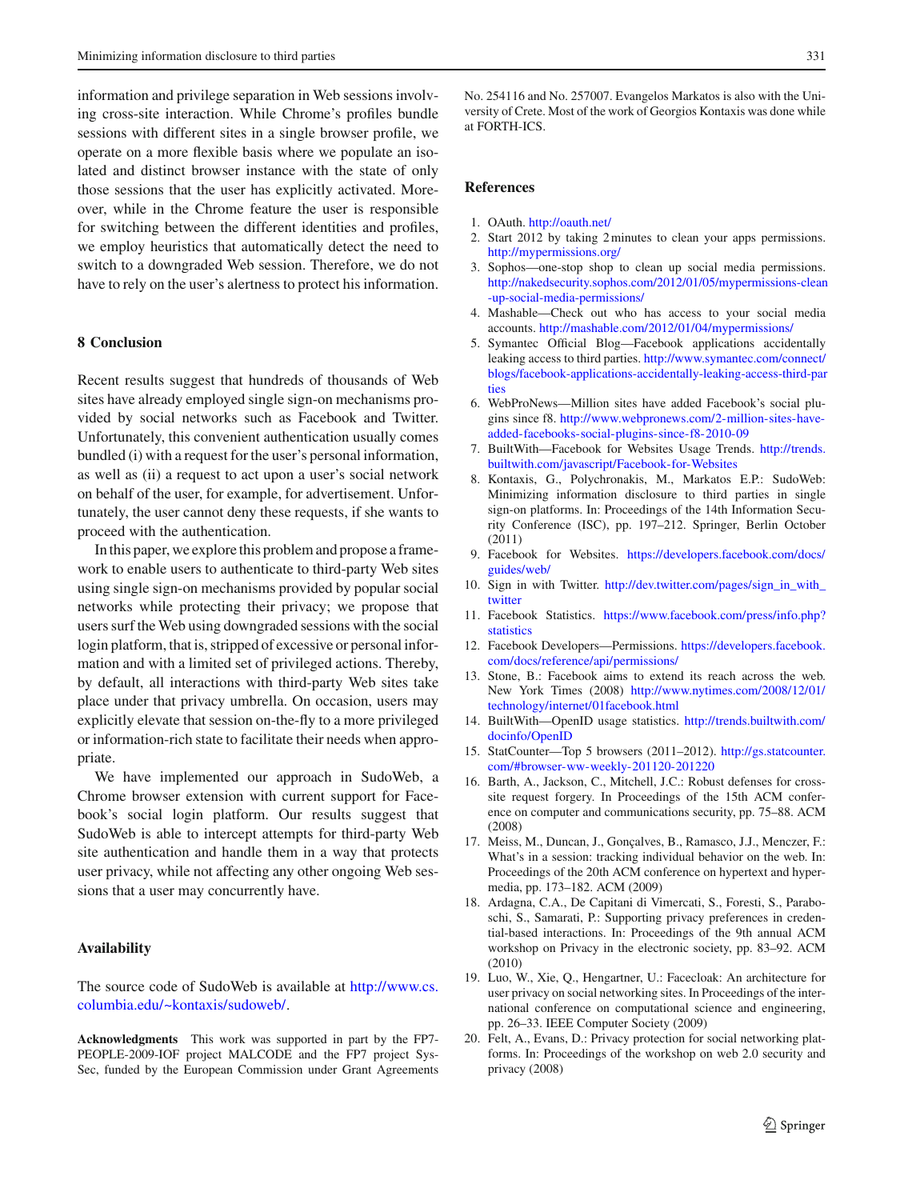information and privilege separation in Web sessions involving cross-site interaction. While Chrome's profiles bundle sessions with different sites in a single browser profile, we operate on a more flexible basis where we populate an isolated and distinct browser instance with the state of only those sessions that the user has explicitly activated. Moreover, while in the Chrome feature the user is responsible for switching between the different identities and profiles, we employ heuristics that automatically detect the need to switch to a downgraded Web session. Therefore, we do not have to rely on the user's alertness to protect his information.

## 8 Conclusion

Recent results suggest that hundreds of thousands of Web sites have already employed single sign-on mechanisms provided by social networks such as Facebook and Twitter. Unfortunately, this convenient authentication usually comes bundled (i) with a request for the user's personal information, as well as (ii) a request to act upon a user's social network on behalf of the user, for example, for advertisement. Unfortunately, the user cannot deny these requests, if she wants to proceed with the authentication.

In this paper, we explore this problem and propose a framework to enable users to authenticate to third-party Web sites using single sign-on mechanisms provided by popular social networks while protecting their privacy; we propose that users surf the Web using downgraded sessions with the social login platform, that is, stripped of excessive or personal information and with a limited set of privileged actions. Thereby, by default, all interactions with third-party Web sites take place under that privacy umbrella. On occasion, users may explicitly elevate that session on-the-fly to a more privileged or information-rich state to facilitate their needs when appropriate.

We have implemented our approach in SudoWeb, a Chrome browser extension with current support for Facebook's social login platform. Our results suggest that SudoWeb is able to intercept attempts for third-party Web site authentication and handle them in a way that protects user privacy, while not affecting any other ongoing Web sessions that a user may concurrently have.

## Availability

The source code of SudoWeb is available at http://www.cs.columbia.edu/~kontaxis/sudoweb/.

**Acknowledgments** This work was supported in part by the FP7-PEOPLE-2009-IOF project MALCODE and the FP7 project SysSec, funded by the European Commission under Grant Agreements No. 254116 and No. 257007. Evangelos Markatos is also with the University of Crete. Most of the work of Georgios Kontaxis was done while at FORTH-ICS.

## References

1. OAuth. http://oauth.net/
2. Start 2012 by taking 2 minutes to clean your apps permissions. http://mypermissions.org/
3. Sophos—one-stop shop to clean up social media permissions. http://nakedsecurity.sophos.com/2012/01/05/mypermissions-clean-up-social-media-permissions/
4. Mashable—Check out who has access to your social media accounts. http://mashable.com/2012/01/04/mypermissions/
5. Symantec Official Blog—Facebook applications accidentally leaking access to third parties. http://www.symantec.com/connect/blogs/facebook-applications-accidentally-leaking-access-third-parties
6. WebProNews—Million sites have added Facebook's social plugins since f8. http://www.webpronews.com/2-million-sites-have-added-facebooks-social-plugins-since-f8-2010-09
7. BuiltWith—Facebook for Websites Usage Trends. http://trends.builtwith.com/javascript/Facebook-for-Websites
8. Kontaxis, G., Polychronakis, M., Markatos E.P.: SudoWeb: Minimizing information disclosure to third parties in single sign-on platforms. In: Proceedings of the 14th Information Security Conference (ISC), pp. 197–212. Springer, Berlin October (2011)
9. Facebook for Websites. https://developers.facebook.com/docs/guides/web/
10. Sign in with Twitter. http://dev.twitter.com/pages/sign_in_with_twitter
11. Facebook Statistics. https://www.facebook.com/press/info.php?statistics
12. Facebook Developers—Permissions. https://developers.facebook.com/docs/reference/api/permissions/
13. Stone, B.: Facebook aims to extend its reach across the web. New York Times (2008) http://www.nytimes.com/2008/12/01/technology/internet/01facebook.html
14. BuiltWith—OpenID usage statistics. http://trends.builtwith.com/docinfo/OpenID
15. StatCounter—Top 5 browsers (2011–2012). http://gs.statcounter.com/#browser-ww-weekly-201120-201220
16. Barth, A., Jackson, C., Mitchell, J.C.: Robust defenses for cross-site request forgery. In Proceedings of the 15th ACM conference on computer and communications security, pp. 75–88. ACM (2008)
17. Meiss, M., Duncan, J., Gonçalves, B., Ramasco, J.J., Menczer, F.: What's in a session: tracking individual behavior on the web. In: Proceedings of the 20th ACM conference on hypertext and hypermedia, pp. 173–182. ACM (2009)
18. Ardagna, C.A., De Capitani di Vimercati, S., Foresti, S., Paraboschi, S., Samarati, P.: Supporting privacy preferences in credential-based interactions. In: Proceedings of the 9th annual ACM workshop on Privacy in the electronic society, pp. 83–92. ACM (2010)
19. Luo, W., Xie, Q., Hengartner, U.: Facecloak: An architecture for user privacy on social networking sites. In Proceedings of the international conference on computational science and engineering, pp. 26–33. IEEE Computer Society (2009)
20. Felt, A., Evans, D.: Privacy protection for social networking platforms. In: Proceedings of the workshop on web 2.0 security and privacy (2008)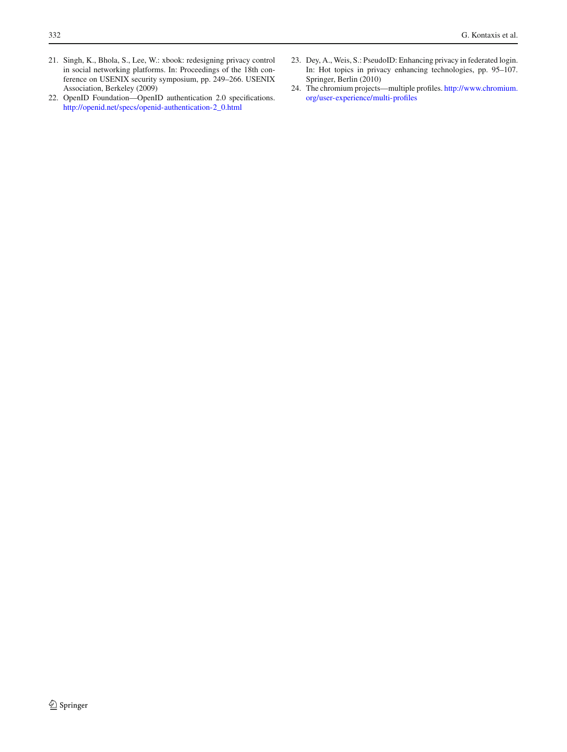21. Singh, K., Bhola, S., Lee, W.: xbook: redesigning privacy control in social networking platforms. In: Proceedings of the 18th conference on USENIX security symposium, pp. 249–266. USENIX Association, Berkeley (2009)
22. OpenID Foundation—OpenID authentication 2.0 specifications. http://openid.net/specs/openid-authentication-2_0.html
23. Dey, A., Weis, S.: PseudoID: Enhancing privacy in federated login. In: Hot topics in privacy enhancing technologies, pp. 95–107. Springer, Berlin (2010)
24. The chromium projects—multiple profiles. http://www.chromium.org/user-experience/multi-profiles